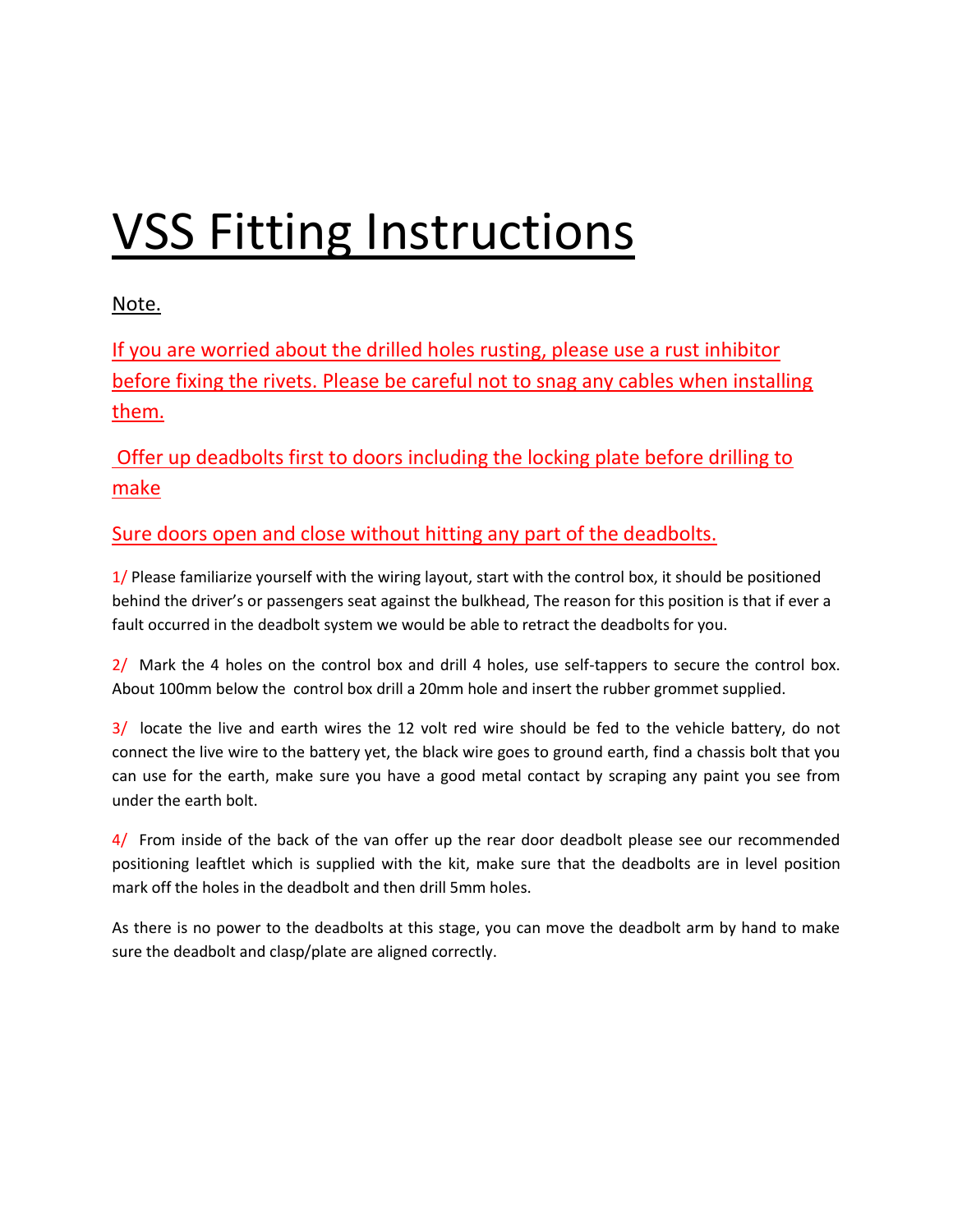# VSS Fitting Instructions

Note.

If you are worried about the drilled holes rusting, please use a rust inhibitor before fixing the rivets. Please be careful not to snag any cables when installing them.

Offer up deadbolts first to doors including the locking plate before drilling to make

Sure doors open and close without hitting any part of the deadbolts.

1/ Please familiarize yourself with the wiring layout, start with the control box, it should be positioned behind the driver's or passengers seat against the bulkhead, The reason for this position is that if ever a fault occurred in the deadbolt system we would be able to retract the deadbolts for you.

2/ Mark the 4 holes on the control box and drill 4 holes, use self-tappers to secure the control box. About 100mm below the control box drill a 20mm hole and insert the rubber grommet supplied.

3/ locate the live and earth wires the 12 volt red wire should be fed to the vehicle battery, do not connect the live wire to the battery yet, the black wire goes to ground earth, find a chassis bolt that you can use for the earth, make sure you have a good metal contact by scraping any paint you see from under the earth bolt.

4/ From inside of the back of the van offer up the rear door deadbolt please see our recommended positioning leaftlet which is supplied with the kit, make sure that the deadbolts are in level position mark off the holes in the deadbolt and then drill 5mm holes.

As there is no power to the deadbolts at this stage, you can move the deadbolt arm by hand to make sure the deadbolt and clasp/plate are aligned correctly.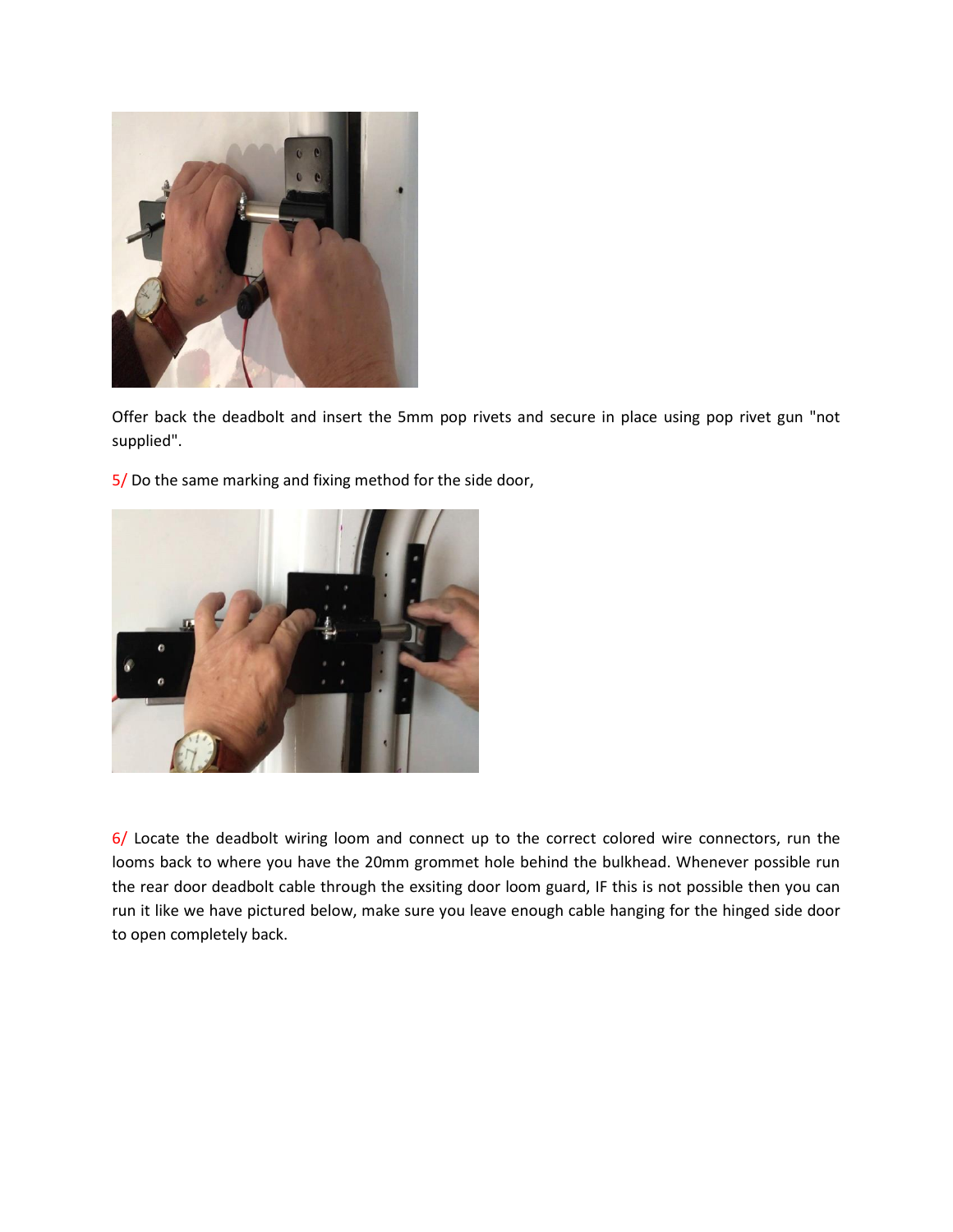Offer back the deadbolt and insert the 5mm pop rivets and secure in place using pop rivet gun "not supplied".

5/ Do the same marking and fixing method for the side door,

6/ Locate the deadbolt wiring loom and connect up to the correct colored wire connectors, run the looms back to where you have the 20mm grommet hole behind the bulkhead. Whenever possible run the rear door deadbolt cable through the exsiting door loom guard, IF this is not possible then you can run it like we have pictured below, make sure you leave enough cable hanging for the hinged side door to open completely back.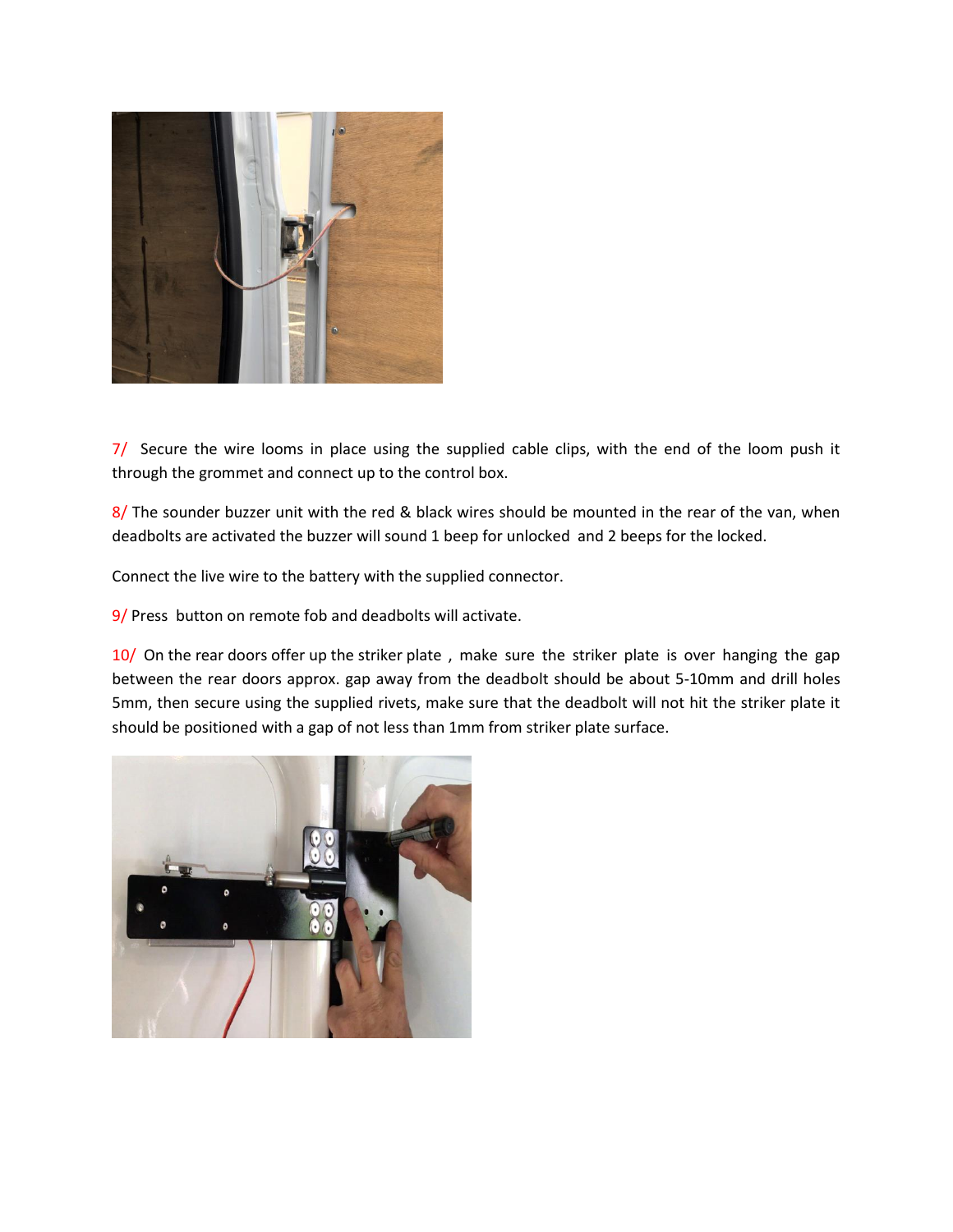7/ Secure the wire looms in place using the supplied cable clips, with the end of the loom push it through the grommet and connect up to the control box.

8/ The sounder buzzer unit with the red & black wires should be mounted in the rear of the van, when deadbolts are activated the buzzer will sound 1 beep for unlocked and 2 beeps for the locked.

Connect the live wire to the battery with the supplied connector.

9/ Press button on remote fob and deadbolts will activate.

10/ On the rear doors offer up the striker plate , make sure the striker plate is over hanging the gap between the rear doors approx. gap away from the deadbolt should be about 5-10mm and drill holes 5mm, then secure using the supplied rivets, make sure that the deadbolt will not hit the striker plate it should be positioned with a gap of not less than 1mm from striker plate surface.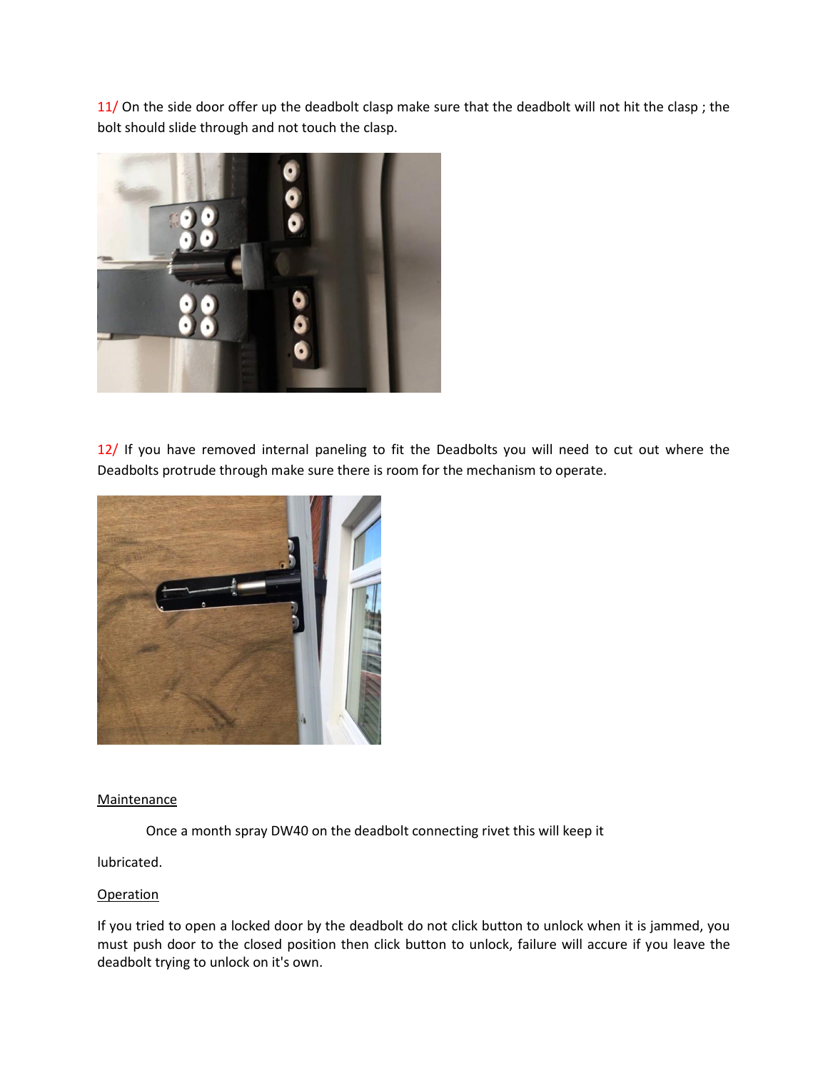11/ On the side door offer up the deadbolt clasp make sure that the deadbolt will not hit the clasp ; the bolt should slide through and not touch the clasp.

12/ If you have removed internal paneling to fit the Deadbolts you will need to cut out where the Deadbolts protrude through make sure there is room for the mechanism to operate.

<u>Maintenance</u>

Once a month spray DW40 on the deadbolt connecting rivet this will keep it

lubricated.

<u>Operation</u>

If you tried to open a locked door by the deadbolt do not click button to unlock when it is jammed, you must push door to the closed position then click button to unlock, failure will accure if you leave the deadbolt trying to unlock on it's own.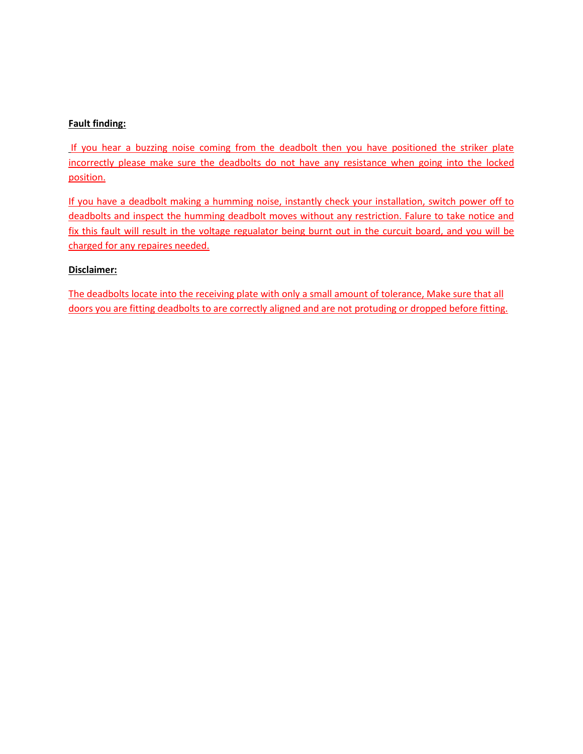**Fault finding:**

If you hear a buzzing noise coming from the deadbolt then you have positioned the striker plate incorrectly please make sure the deadbolts do not have any resistance when going into the locked position.

If you have a deadbolt making a humming noise, instantly check your installation, switch power off to deadbolts and inspect the humming deadbolt moves without any restriction. Falure to take notice and fix this fault will result in the voltage regualator being burnt out in the curcuit board, and you will be charged for any repaires needed.

**Disclaimer:**

The deadbolts locate into the receiving plate with only a small amount of tolerance, Make sure that all doors you are fitting deadbolts to are correctly aligned and are not protuding or dropped before fitting.